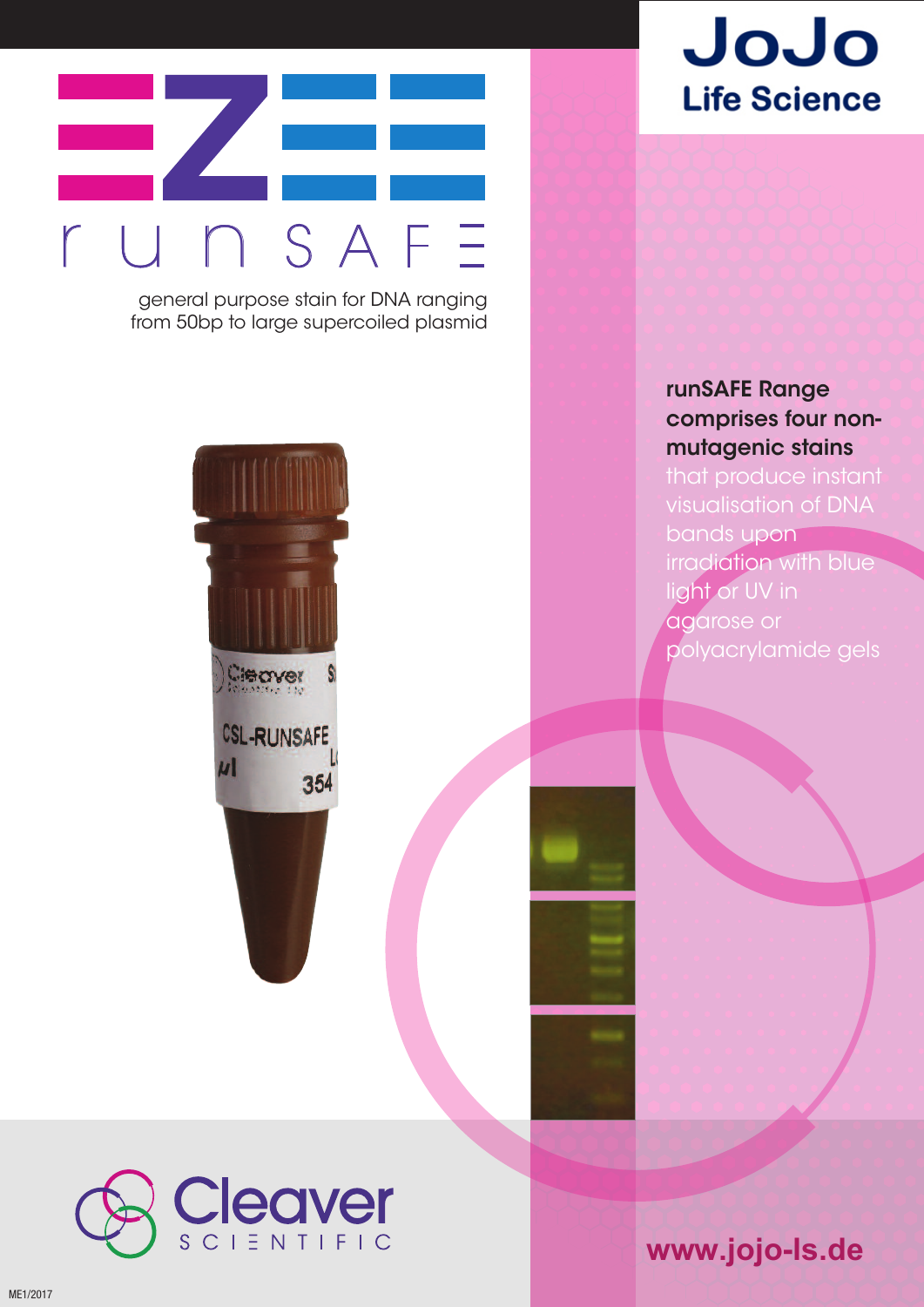# runSAFE

general purpose stain for DNA ranging from 50bp to large supercoiled plasmid

JoJo Life Science

**runSAFE Range comprises four non-mutagenic stains** that produce instant visualisation of DNA bands upon irradiation with blue light or UV in agarose or polyacrylamide gels

Cleaver SCIENTIFIC

www.jojo-ls.de

ME1/2017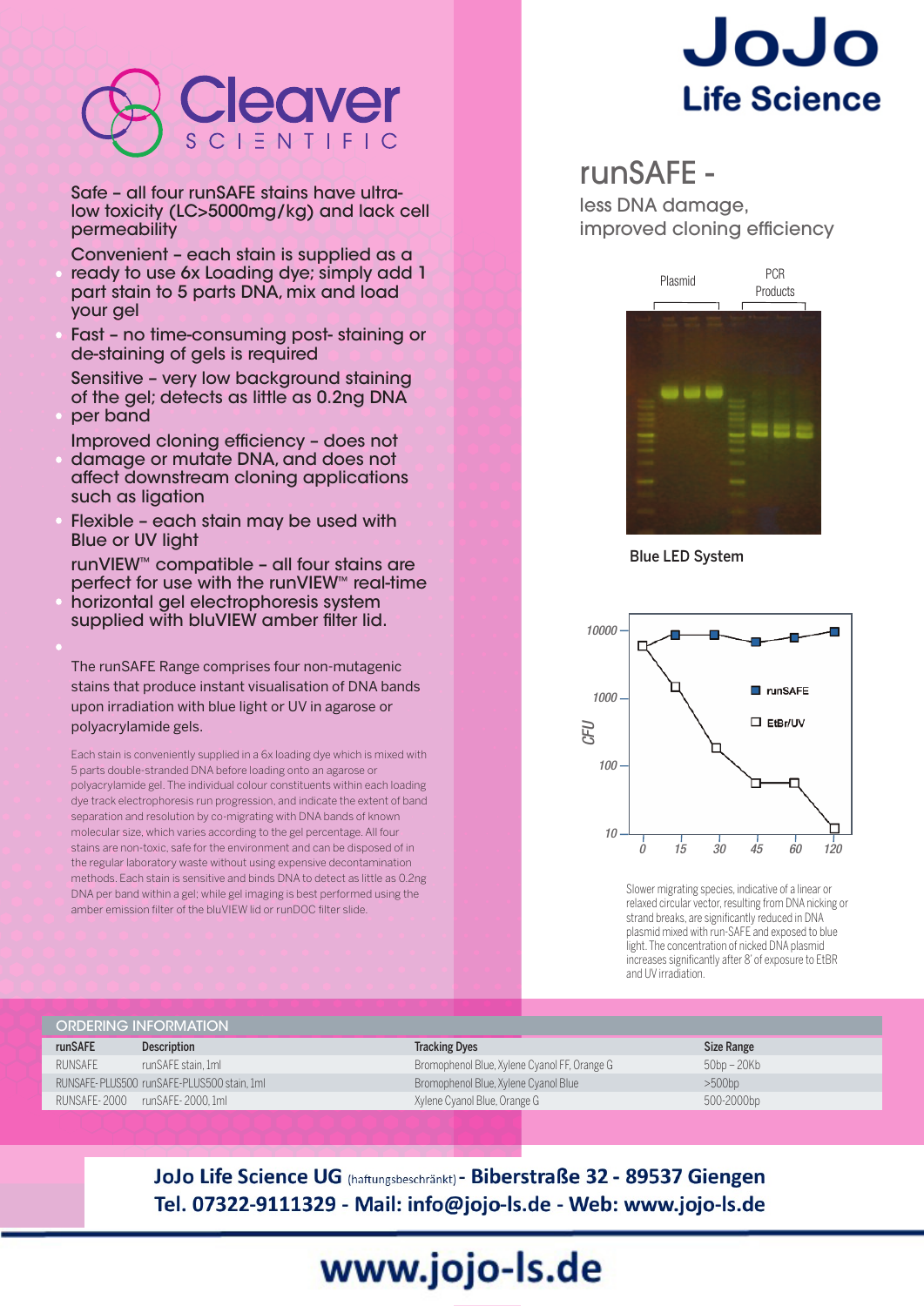Cleaver SCIENTIFIC

JoJo Life Science

# runSAFE -

less DNA damage, improved cloning efficiency

- Safe – all four runSAFE stains have ultra-low toxicity (LC>5000mg/kg) and lack cell permeability
- Convenient – each stain is supplied as a ready to use 6x Loading dye; simply add 1 part stain to 5 parts DNA, mix and load your gel
- Fast – no time-consuming post- staining or de-staining of gels is required
- Sensitive – very low background staining of the gel; detects as little as 0.2ng DNA per band
- Improved cloning efficiency – does not damage or mutate DNA, and does not affect downstream cloning applications such as ligation
- Flexible – each stain may be used with Blue or UV light
- runVIEW™ compatible – all four stains are perfect for use with the runVIEW™ real-time horizontal gel electrophoresis system supplied with bluVIEW amber filter lid.

The runSAFE Range comprises four non-mutagenic stains that produce instant visualisation of DNA bands upon irradiation with blue light or UV in agarose or polyacrylamide gels.

Each stain is conveniently supplied in a 6x loading dye which is mixed with 5 parts double-stranded DNA before loading onto an agarose or polyacrylamide gel. The individual colour constituents within each loading dye track electrophoresis run progression, and indicate the extent of band separation and resolution by co-migrating with DNA bands of known molecular size, which varies according to the gel percentage. All four stains are non-toxic, safe for the environment and can be disposed of in the regular laboratory waste without using expensive decontamination methods. Each stain is sensitive and binds DNA to detect as little as 0.2ng DNA per band within a gel; while gel imaging is best performed using the amber emission filter of the bluVIEW lid or runDOC filter slide.

Plasmid

PCR Products

Blue LED System

10000
1000
100
10
CFU
0 15 30 45 60 120
runSAFE
EtBr/UV

Slower migrating species, indicative of a linear or relaxed circular vector, resulting from DNA nicking or strand breaks, are significantly reduced in DNA plasmid mixed with run-SAFE and exposed to blue light. The concentration of nicked DNA plasmid increases significantly after 8' of exposure to EtBR and UV irradiation.

## ORDERING INFORMATION

| runSAFE | Description | Tracking Dyes | Size Range |
|---|---|---|---|
| RUNSAFE | runSAFE stain, 1ml | Bromophenol Blue, Xylene Cyanol FF, Orange G | 50bp – 20Kb |
| RUNSAFE-PLUS500 | runSAFE-PLUS500 stain, 1ml | Bromophenol Blue, Xylene Cyanol Blue | >500bp |
| RUNSAFE-2000 | runSAFE-2000, 1ml | Xylene Cyanol Blue, Orange G | 500-2000bp |

**JoJo Life Science UG** (haftungsbeschränkt) **- Biberstraße 32 - 89537 Giengen**
**Tel. 07322-9111329 - Mail: info@jojo-ls.de - Web: www.jojo-ls.de**

**www.jojo-ls.de**